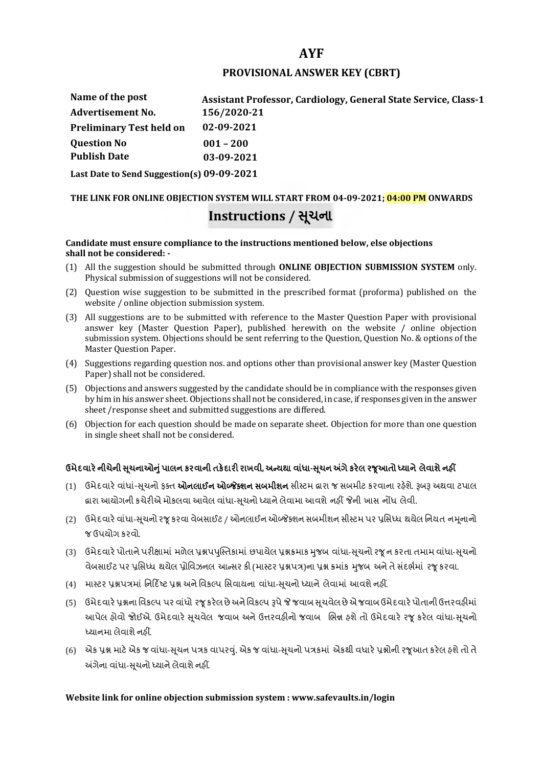# AYF

## PROVISIONAL ANSWER KEY (CBRT)

| | |
|---|---|
| **Name of the post** | **Assistant Professor, Cardiology, General State Service, Class-1** |
| **Advertisement No.** | **156/2020-21** |
| **Preliminary Test held on** | **02-09-2021** |
| **Question No** | **001 – 200** |
| **Publish Date** | **03-09-2021** |

**Last Date to Send Suggestion(s) 09-09-2021**

**THE LINK FOR ONLINE OBJECTION SYSTEM WILL START FROM 04-09-2021; 04:00 PM ONWARDS**

# Instructions / સૂચના

**Candidate must ensure compliance to the instructions mentioned below, else objections shall not be considered: -**

(1) All the suggestion should be submitted through **ONLINE OBJECTION SUBMISSION SYSTEM** only. Physical submission of suggestions will not be considered.

(2) Question wise suggestion to be submitted in the prescribed format (proforma) published on the website / online objection submission system.

(3) All suggestions are to be submitted with reference to the Master Question Paper with provisional answer key (Master Question Paper), published herewith on the website / online objection submission system. Objections should be sent referring to the Question, Question No. & options of the Master Question Paper.

(4) Suggestions regarding question nos. and options other than provisional answer key (Master Question Paper) shall not be considered.

(5) Objections and answers suggested by the candidate should be in compliance with the responses given by him in his answer sheet. Objections shall not be considered, in case, if responses given in the answer sheet /response sheet and submitted suggestions are differed.

(6) Objection for each question should be made on separate sheet. Objection for more than one question in single sheet shall not be considered.

**ઉમેદવારે નીચેની સૂચનાઓનું પાલન કરવાની તકેદારી રાખવી, અન્યથા વાંધા-સૂચન અંગે કરેલ રજૂઆતો ધ્યાને લેવાશે નહીં**

(1) ઉમેદવારે વાંધાં-સૂચનો ફક્ત **ઓનલાઈન ઓબ્જેક્શન સબમીશન** સીસ્ટમ દ્વારા જ સબમીટ કરવાના રહેશે. રૂબરૂ અથવા ટપાલ દ્વારા આયોગની કચેરીએ મોકલવા આવેલ વાંધા-સૂચનો ધ્યાને લેવામા આવશે નહીં જેની ખાસ નોંધ લેવી.

(2) ઉમેદવારે વાંધા-સૂચનો રજૂ કરવા વેબસાઈટ / ઓનલાઈન ઓબ્જેક્શન સબમીશન સીસ્ટમ પર પ્રસિધ્ધ થયેલ નિયત નમૂનાનો જ ઉપયોગ કરવો.

(3) ઉમેદવારે પોતાને પરીક્ષામાં મળેલ પ્રશ્નપુસ્તિકામાં છપાયેલ પ્રશ્નક્રમાક મુજબ વાંધા-સૂચનો રજૂ ન કરતા તમામ વાંધા-સૂચનો વેબસાઈટ પર પ્રસિધ્ધ થયેલ પ્રોવિઝનલ આન્સર કી (માસ્ટર પ્રશ્નપત્ર)ના પ્રશ્ન ક્રમાંક મુજબ અને તે સંદર્ભમાં રજૂ કરવા.

(4) માસ્ટર પ્રશ્નપત્રમાં નિર્દિષ્ટ પ્રશ્ન અને વિકલ્પ સિવાયના વાંધા-સૂચનો ધ્યાને લેવામાં આવશે નહીં.

(5) ઉમેદવારે પ્રશ્નના વિકલ્પ પર વાંધો રજૂ કરેલ છે અને વિકલ્પ રૂપે જે જવાબ સૂચવેલ છે એ જવાબ ઉમેદવારે પોતાની ઉત્તરવહીમાં આપેલ હોવો જોઈએ. ઉમેદવારે સૂચવેલ જવાબ અને ઉત્તરવહીનો જવાબ ભિન્ન હશે તો ઉમેદવારે રજૂ કરેલ વાંધા-સૂચનો ધ્યાનમા લેવાશે નહીં.

(6) એક પ્રશ્ન માટે એક જ વાંધા-સૂચન પત્રક વાપરવું. એક જ વાંધા-સૂચનો પત્રકમાં એકથી વધારે પ્રશ્નોની રજૂઆત કરેલ હશે તો તે અંગેના વાંધા-સૂચનો ધ્યાને લેવાશે નહીં.

**Website link for online objection submission system : www.safevaults.in/login**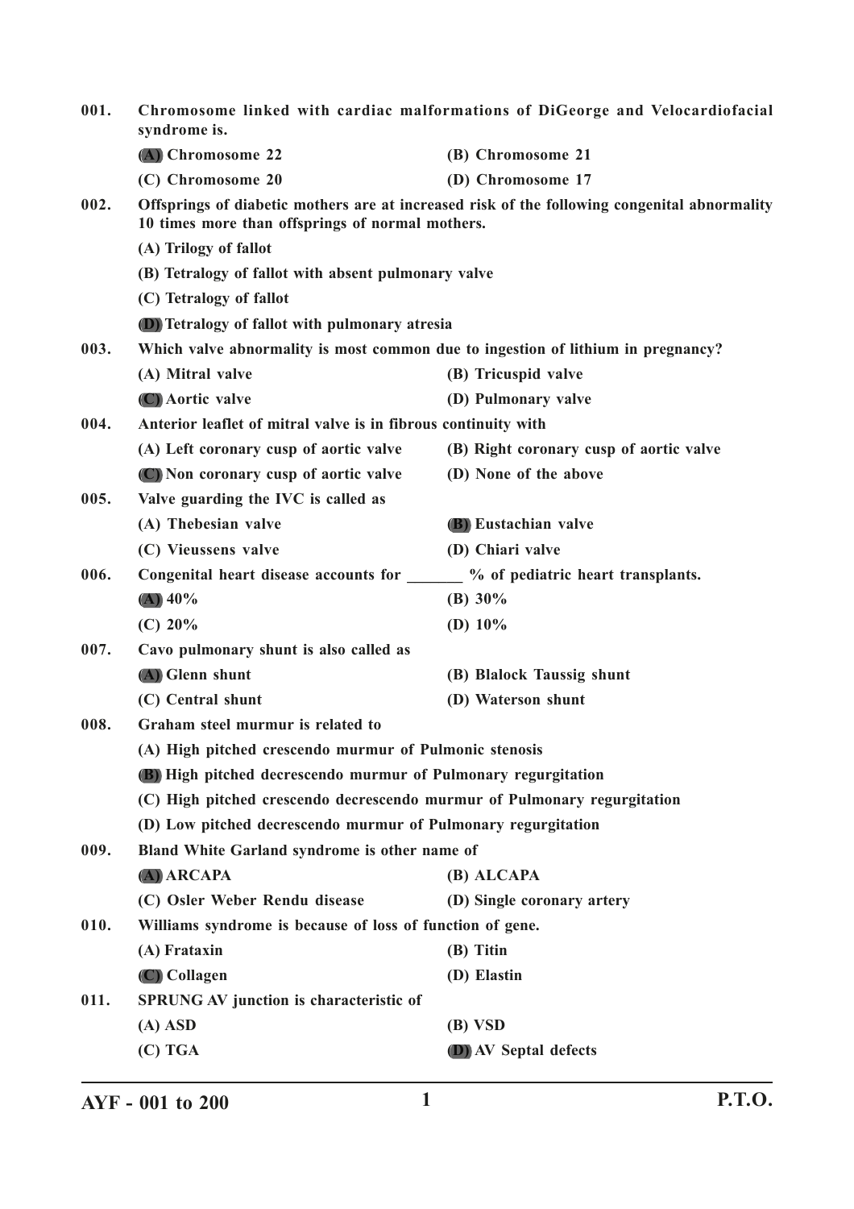001. **Chromosome linked with cardiac malformations of DiGeorge and Velocardiofacial syndrome is.**

(A) Chromosome 22
(B) Chromosome 21
(C) Chromosome 20
(D) Chromosome 17

002. **Offsprings of diabetic mothers are at increased risk of the following congenital abnormality 10 times more than offsprings of normal mothers.**

(A) Trilogy of fallot
(B) Tetralogy of fallot with absent pulmonary valve
(C) Tetralogy of fallot
(D) Tetralogy of fallot with pulmonary atresia

003. **Which valve abnormality is most common due to ingestion of lithium in pregnancy?**

(A) Mitral valve
(B) Tricuspid valve
(C) Aortic valve
(D) Pulmonary valve

004. **Anterior leaflet of mitral valve is in fibrous continuity with**

(A) Left coronary cusp of aortic valve
(B) Right coronary cusp of aortic valve
(C) Non coronary cusp of aortic valve
(D) None of the above

005. **Valve guarding the IVC is called as**

(A) Thebesian valve
(B) Eustachian valve
(C) Vieussens valve
(D) Chiari valve

006. **Congenital heart disease accounts for _______ % of pediatric heart transplants.**

(A) 40%
(B) 30%
(C) 20%
(D) 10%

007. **Cavo pulmonary shunt is also called as**

(A) Glenn shunt
(B) Blalock Taussig shunt
(C) Central shunt
(D) Waterson shunt

008. **Graham steel murmur is related to**

(A) High pitched crescendo murmur of Pulmonic stenosis
(B) High pitched decrescendo murmur of Pulmonary regurgitation
(C) High pitched crescendo decrescendo murmur of Pulmonary regurgitation
(D) Low pitched decrescendo murmur of Pulmonary regurgitation

009. **Bland White Garland syndrome is other name of**

(A) ARCAPA
(B) ALCAPA
(C) Osler Weber Rendu disease
(D) Single coronary artery

010. **Williams syndrome is because of loss of function of gene.**

(A) Frataxin
(B) Titin
(C) Collagen
(D) Elastin

011. **SPRUNG AV junction is characteristic of**

(A) ASD
(B) VSD
(C) TGA
(D) AV Septal defects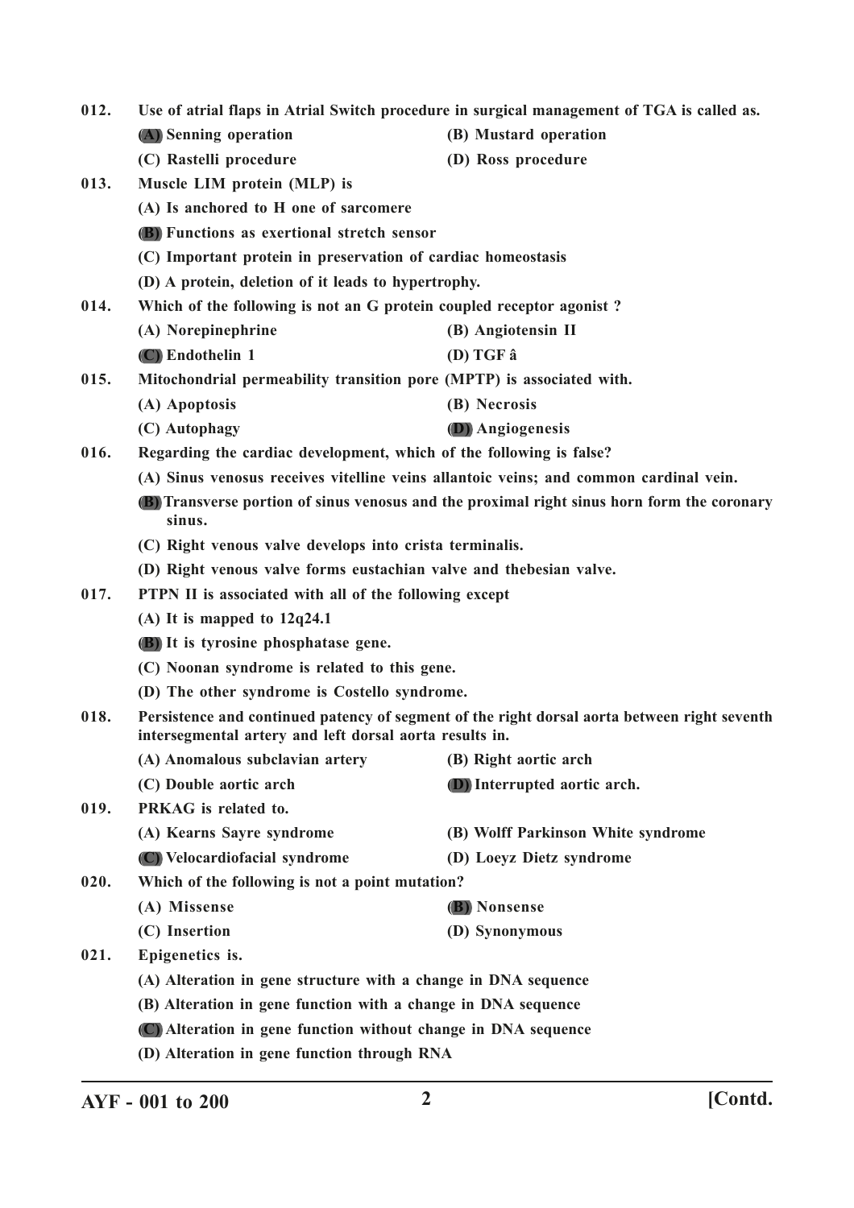012. Use of atrial flaps in Atrial Switch procedure in surgical management of TGA is called as.

**(A)** Senning operation
(B) Mustard operation
(C) Rastelli procedure
(D) Ross procedure

013. Muscle LIM protein (MLP) is

(A) Is anchored to H one of sarcomere
**(B)** Functions as exertional stretch sensor
(C) Important protein in preservation of cardiac homeostasis
(D) A protein, deletion of it leads to hypertrophy.

014. Which of the following is not an G protein coupled receptor agonist ?

(A) Norepinephrine
(B) Angiotensin II
**(C)** Endothelin 1
(D) TGF â

015. Mitochondrial permeability transition pore (MPTP) is associated with.

(A) Apoptosis
(B) Necrosis
(C) Autophagy
**(D)** Angiogenesis

016. Regarding the cardiac development, which of the following is false?

(A) Sinus venosus receives vitelline veins allantoic veins; and common cardinal vein.
**(B)** Transverse portion of sinus venosus and the proximal right sinus horn form the coronary sinus.
(C) Right venous valve develops into crista terminalis.
(D) Right venous valve forms eustachian valve and thebesian valve.

017. PTPN II is associated with all of the following except

(A) It is mapped to 12q24.1
**(B)** It is tyrosine phosphatase gene.
(C) Noonan syndrome is related to this gene.
(D) The other syndrome is Costello syndrome.

018. Persistence and continued patency of segment of the right dorsal aorta between right seventh intersegmental artery and left dorsal aorta results in.

(A) Anomalous subclavian artery
(B) Right aortic arch
(C) Double aortic arch
**(D)** Interrupted aortic arch.

019. PRKAG is related to.

(A) Kearns Sayre syndrome
(B) Wolff Parkinson White syndrome
**(C)** Velocardiofacial syndrome
(D) Loeyz Dietz syndrome

020. Which of the following is not a point mutation?

(A) Missense
**(B)** Nonsense
(C) Insertion
(D) Synonymous

021. Epigenetics is.

(A) Alteration in gene structure with a change in DNA sequence
(B) Alteration in gene function with a change in DNA sequence
**(C)** Alteration in gene function without change in DNA sequence
(D) Alteration in gene function through RNA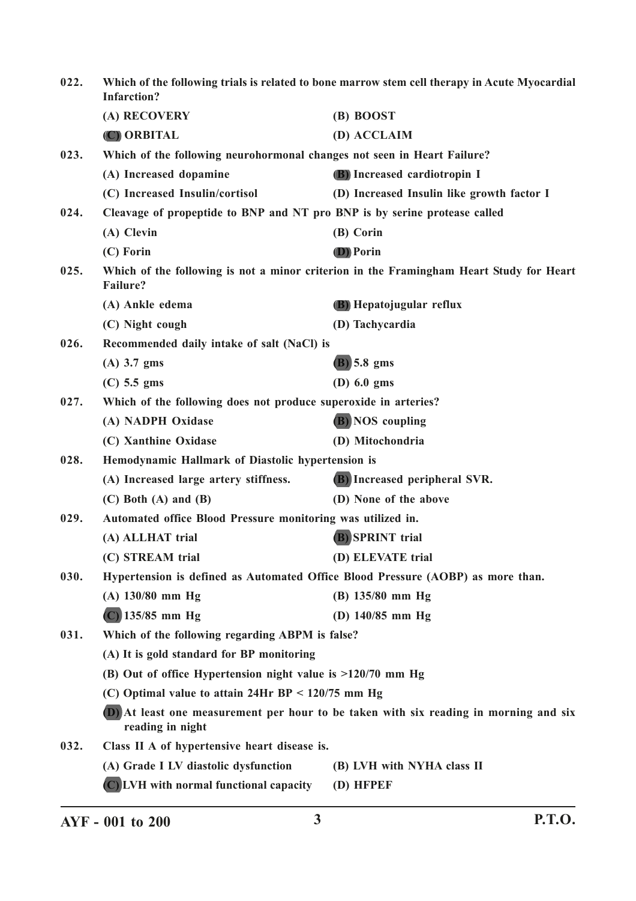022. Which of the following trials is related to bone marrow stem cell therapy in Acute Myocardial Infarction?

(A) RECOVERY
(B) BOOST
**(C)** ORBITAL
(D) ACCLAIM

023. Which of the following neurohormonal changes not seen in Heart Failure?

(A) Increased dopamine
**(B)** Increased cardiotropin I
(C) Increased Insulin/cortisol
(D) Increased Insulin like growth factor I

024. Cleavage of propeptide to BNP and NT pro BNP is by serine protease called

(A) Clevin
(B) Corin
(C) Forin
**(D)** Porin

025. Which of the following is not a minor criterion in the Framingham Heart Study for Heart Failure?

(A) Ankle edema
**(B)** Hepatojugular reflux
(C) Night cough
(D) Tachycardia

026. Recommended daily intake of salt (NaCl) is

(A) 3.7 gms
**(B)** 5.8 gms
(C) 5.5 gms
(D) 6.0 gms

027. Which of the following does not produce superoxide in arteries?

(A) NADPH Oxidase
**(B)** NOS coupling
(C) Xanthine Oxidase
(D) Mitochondria

028. Hemodynamic Hallmark of Diastolic hypertension is

(A) Increased large artery stiffness.
**(B)** Increased peripheral SVR.
(C) Both (A) and (B)
(D) None of the above

029. Automated office Blood Pressure monitoring was utilized in.

(A) ALLHAT trial
**(B)** SPRINT trial
(C) STREAM trial
(D) ELEVATE trial

030. Hypertension is defined as Automated Office Blood Pressure (AOBP) as more than.

(A) 130/80 mm Hg
(B) 135/80 mm Hg
**(C)** 135/85 mm Hg
(D) 140/85 mm Hg

031. Which of the following regarding ABPM is false?

(A) It is gold standard for BP monitoring
(B) Out of office Hypertension night value is >120/70 mm Hg
(C) Optimal value to attain 24Hr BP < 120/75 mm Hg
**(D)** At least one measurement per hour to be taken with six reading in morning and six reading in night

032. Class II A of hypertensive heart disease is.

(A) Grade I LV diastolic dysfunction
(B) LVH with NYHA class II
**(C)** LVH with normal functional capacity
(D) HFPEF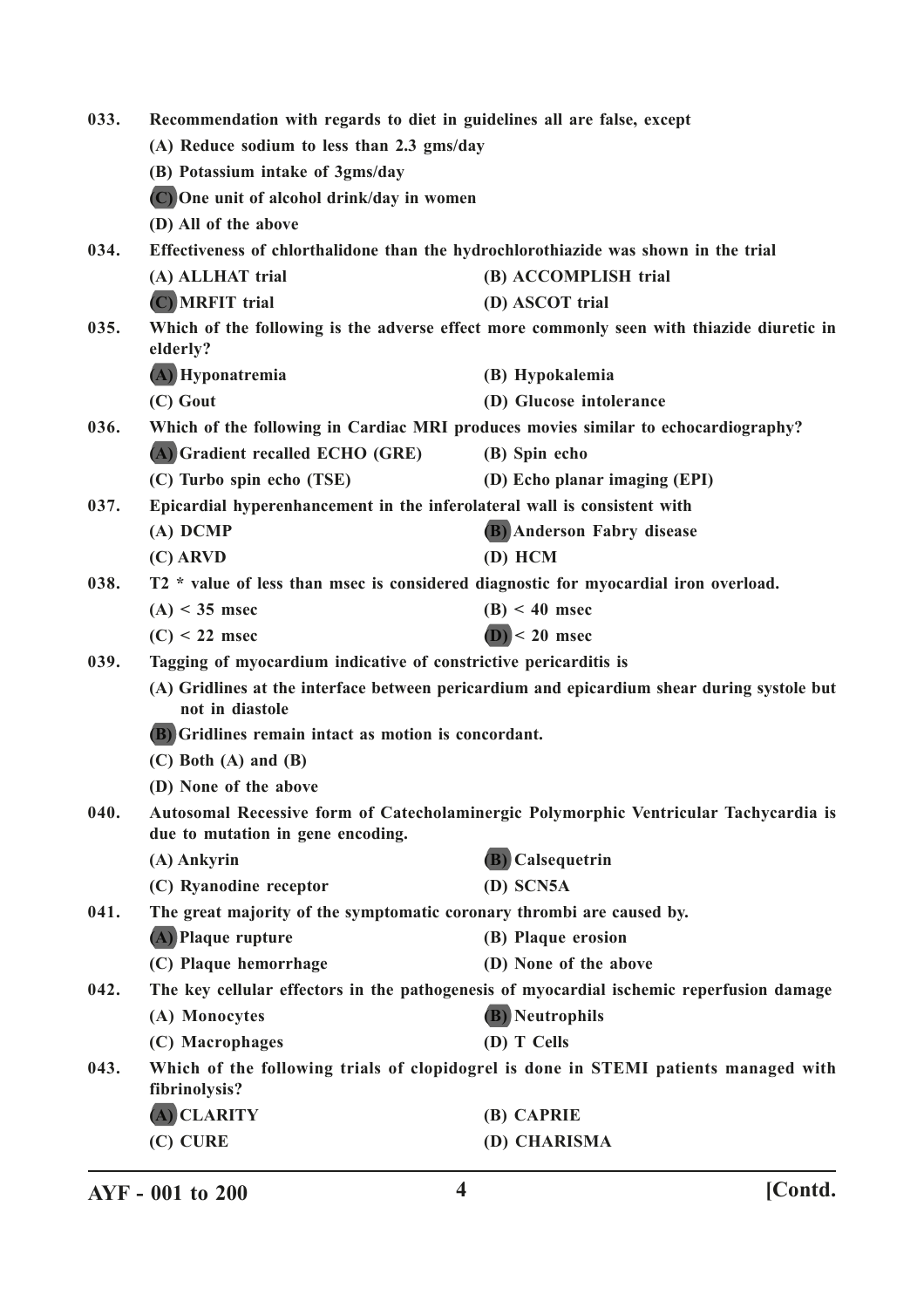033. Recommendation with regards to diet in guidelines all are false, except

(A) Reduce sodium to less than 2.3 gms/day

(B) Potassium intake of 3gms/day

**(C)** One unit of alcohol drink/day in women

(D) All of the above

034. Effectiveness of chlorthalidone than the hydrochlorothiazide was shown in the trial

(A) ALLHAT trial

(B) ACCOMPLISH trial

**(C)** MRFIT trial

(D) ASCOT trial

035. Which of the following is the adverse effect more commonly seen with thiazide diuretic in elderly?

**(A)** Hyponatremia

(B) Hypokalemia

(C) Gout

(D) Glucose intolerance

036. Which of the following in Cardiac MRI produces movies similar to echocardiography?

**(A)** Gradient recalled ECHO (GRE)

(B) Spin echo

(C) Turbo spin echo (TSE)

(D) Echo planar imaging (EPI)

037. Epicardial hyperenhancement in the inferolateral wall is consistent with

(A) DCMP

**(B)** Anderson Fabry disease

(C) ARVD

(D) HCM

038. T2 * value of less than msec is considered diagnostic for myocardial iron overload.

(A) < 35 msec

(B) < 40 msec

(C) < 22 msec

**(D)** < 20 msec

039. Tagging of myocardium indicative of constrictive pericarditis is

(A) Gridlines at the interface between pericardium and epicardium shear during systole but not in diastole

**(B)** Gridlines remain intact as motion is concordant.

(C) Both (A) and (B)

(D) None of the above

040. Autosomal Recessive form of Catecholaminergic Polymorphic Ventricular Tachycardia is due to mutation in gene encoding.

(A) Ankyrin

**(B)** Calsequetrin

(C) Ryanodine receptor

(D) SCN5A

041. The great majority of the symptomatic coronary thrombi are caused by.

**(A)** Plaque rupture

(B) Plaque erosion

(C) Plaque hemorrhage

(D) None of the above

042. The key cellular effectors in the pathogenesis of myocardial ischemic reperfusion damage

(A) Monocytes

**(B)** Neutrophils

(C) Macrophages

(D) T Cells

043. Which of the following trials of clopidogrel is done in STEMI patients managed with fibrinolysis?

**(A)** CLARITY

(B) CAPRIE

(C) CURE

(D) CHARISMA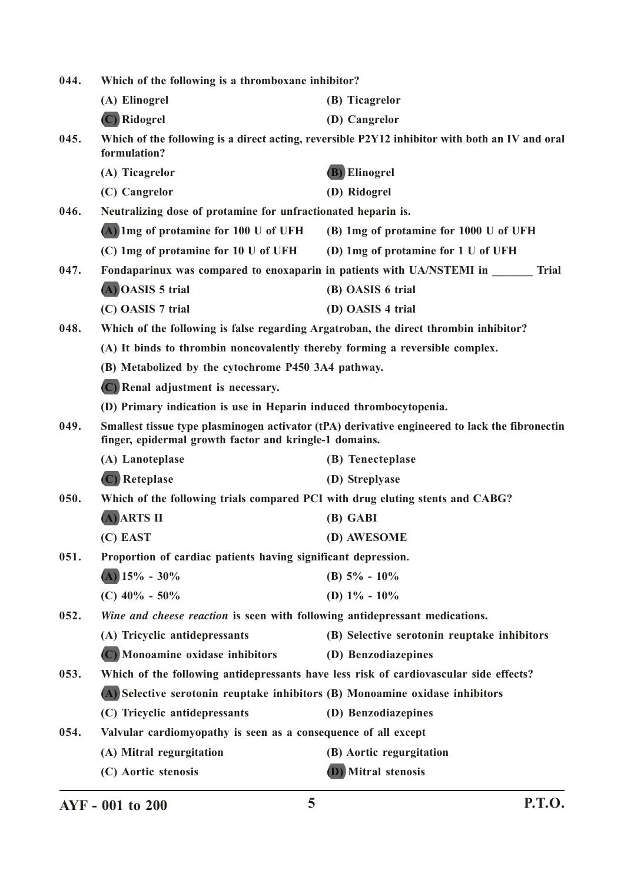044. Which of the following is a thromboxane inhibitor?

(A) Elinogrel
(B) Ticagrelor
(C) Ridogrel
(D) Cangrelor

045. Which of the following is a direct acting, reversible P2Y12 inhibitor with both an IV and oral formulation?

(A) Ticagrelor
(B) Elinogrel
(C) Cangrelor
(D) Ridogrel

046. Neutralizing dose of protamine for unfractionated heparin is.

(A) 1mg of protamine for 100 U of UFH
(B) 1mg of protamine for 1000 U of UFH
(C) 1mg of protamine for 10 U of UFH
(D) 1mg of protamine for 1 U of UFH

047. Fondaparinux was compared to enoxaparin in patients with UA/NSTEMI in _______ Trial

(A) OASIS 5 trial
(B) OASIS 6 trial
(C) OASIS 7 trial
(D) OASIS 4 trial

048. Which of the following is false regarding Argatroban, the direct thrombin inhibitor?

(A) It binds to thrombin noncovalently thereby forming a reversible complex.
(B) Metabolized by the cytochrome P450 3A4 pathway.
(C) Renal adjustment is necessary.
(D) Primary indication is use in Heparin induced thrombocytopenia.

049. Smallest tissue type plasminogen activator (tPA) derivative engineered to lack the fibronectin finger, epidermal growth factor and kringle-1 domains.

(A) Lanoteplase
(B) Tenecteplase
(C) Reteplase
(D) Streplyase

050. Which of the following trials compared PCI with drug eluting stents and CABG?

(A) ARTS II
(B) GABI
(C) EAST
(D) AWESOME

051. Proportion of cardiac patients having significant depression.

(A) 15% - 30%
(B) 5% - 10%
(C) 40% - 50%
(D) 1% - 10%

052. *Wine and cheese reaction* is seen with following antidepressant medications.

(A) Tricyclic antidepressants
(B) Selective serotonin reuptake inhibitors
(C) Monoamine oxidase inhibitors
(D) Benzodiazepines

053. Which of the following antidepressants have less risk of cardiovascular side effects?

(A) Selective serotonin reuptake inhibitors
(B) Monoamine oxidase inhibitors
(C) Tricyclic antidepressants
(D) Benzodiazepines

054. Valvular cardiomyopathy is seen as a consequence of all except

(A) Mitral regurgitation
(B) Aortic regurgitation
(C) Aortic stenosis
(D) Mitral stenosis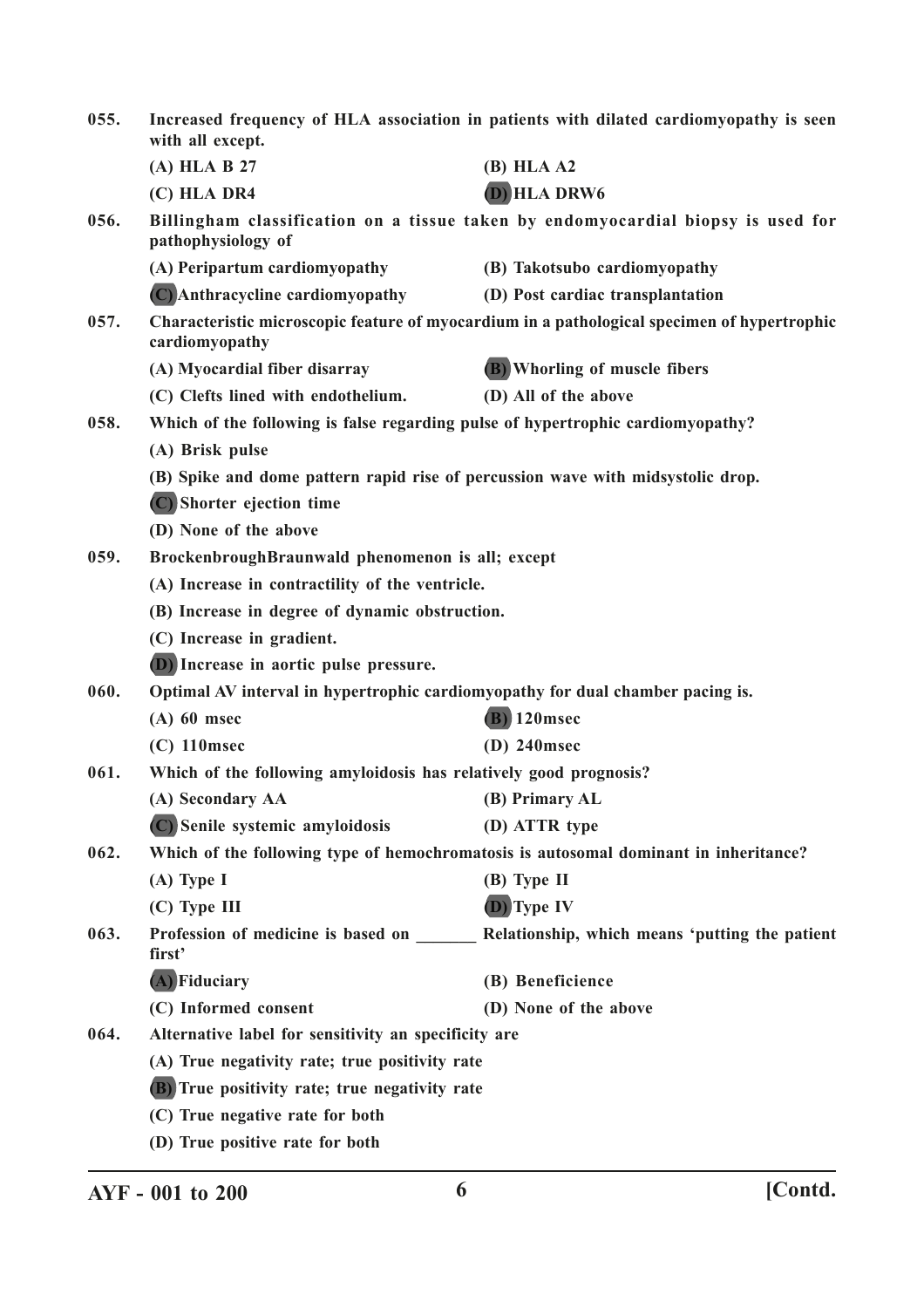**055. Increased frequency of HLA association in patients with dilated cardiomyopathy is seen with all except.**

(A) HLA B 27
(B) HLA A2
(C) HLA DR4
**(D) HLA DRW6**

**056. Billingham classification on a tissue taken by endomyocardial biopsy is used for pathophysiology of**

(A) Peripartum cardiomyopathy
(B) Takotsubo cardiomyopathy
**(C) Anthracycline cardiomyopathy**
(D) Post cardiac transplantation

**057. Characteristic microscopic feature of myocardium in a pathological specimen of hypertrophic cardiomyopathy**

(A) Myocardial fiber disarray
**(B) Whorling of muscle fibers**
(C) Clefts lined with endothelium.
(D) All of the above

**058. Which of the following is false regarding pulse of hypertrophic cardiomyopathy?**

(A) Brisk pulse
(B) Spike and dome pattern rapid rise of percussion wave with midsystolic drop.
**(C) Shorter ejection time**
(D) None of the above

**059. BrockenbroughBraunwald phenomenon is all; except**

(A) Increase in contractility of the ventricle.
(B) Increase in degree of dynamic obstruction.
(C) Increase in gradient.
**(D) Increase in aortic pulse pressure.**

**060. Optimal AV interval in hypertrophic cardiomyopathy for dual chamber pacing is.**

(A) 60 msec
**(B) 120msec**
(C) 110msec
(D) 240msec

**061. Which of the following amyloidosis has relatively good prognosis?**

(A) Secondary AA
(B) Primary AL
**(C) Senile systemic amyloidosis**
(D) ATTR type

**062. Which of the following type of hemochromatosis is autosomal dominant in inheritance?**

(A) Type I
(B) Type II
(C) Type III
**(D) Type IV**

**063. Profession of medicine is based on _______ Relationship, which means 'putting the patient first'**

**(A) Fiduciary**
(B) Beneficience
(C) Informed consent
(D) None of the above

**064. Alternative label for sensitivity an specificity are**

(A) True negativity rate; true positivity rate
**(B) True positivity rate; true negativity rate**
(C) True negative rate for both
(D) True positive rate for both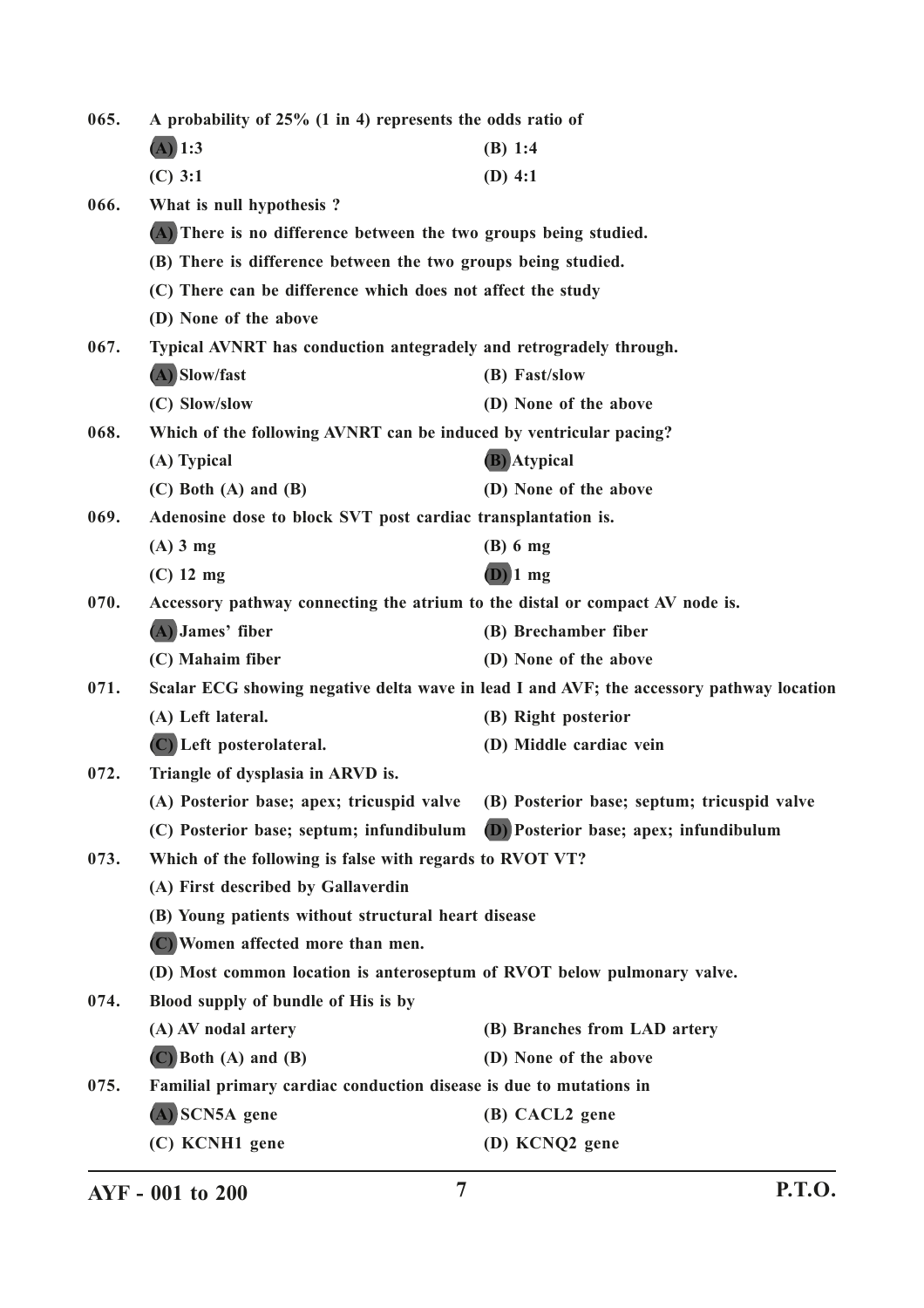065. A probability of 25% (1 in 4) represents the odds ratio of

(A) 1:3 (B) 1:4

(C) 3:1 (D) 4:1

066. What is null hypothesis ?

(A) There is no difference between the two groups being studied.

(B) There is difference between the two groups being studied.

(C) There can be difference which does not affect the study

(D) None of the above

067. Typical AVNRT has conduction antegradely and retrogradely through.

(A) Slow/fast (B) Fast/slow

(C) Slow/slow (D) None of the above

068. Which of the following AVNRT can be induced by ventricular pacing?

(A) Typical (B) Atypical

(C) Both (A) and (B) (D) None of the above

069. Adenosine dose to block SVT post cardiac transplantation is.

(A) 3 mg (B) 6 mg

(C) 12 mg (D) 1 mg

070. Accessory pathway connecting the atrium to the distal or compact AV node is.

(A) James' fiber (B) Brechamber fiber

(C) Mahaim fiber (D) None of the above

071. Scalar ECG showing negative delta wave in lead I and AVF; the accessory pathway location

(A) Left lateral. (B) Right posterior

(C) Left posterolateral. (D) Middle cardiac vein

072. Triangle of dysplasia in ARVD is.

(A) Posterior base; apex; tricuspid valve (B) Posterior base; septum; tricuspid valve

(C) Posterior base; septum; infundibulum (D) Posterior base; apex; infundibulum

073. Which of the following is false with regards to RVOT VT?

(A) First described by Gallaverdin

(B) Young patients without structural heart disease

(C) Women affected more than men.

(D) Most common location is anteroseptum of RVOT below pulmonary valve.

074. Blood supply of bundle of His is by

(A) AV nodal artery (B) Branches from LAD artery

(C) Both (A) and (B) (D) None of the above

075. Familial primary cardiac conduction disease is due to mutations in

(A) SCN5A gene (B) CACL2 gene

(C) KCNH1 gene (D) KCNQ2 gene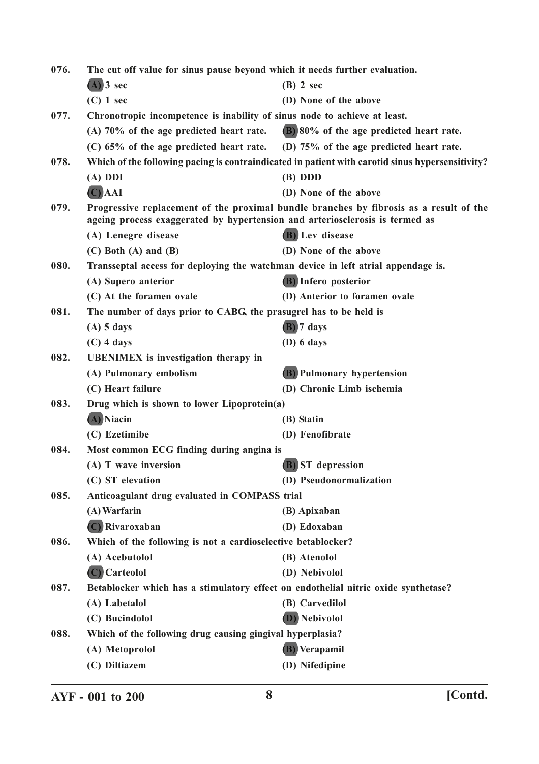076. The cut off value for sinus pause beyond which it needs further evaluation.

(A) 3 sec
(B) 2 sec
(C) 1 sec
(D) None of the above

077. Chronotropic incompetence is inability of sinus node to achieve at least.

(A) 70% of the age predicted heart rate.
(B) 80% of the age predicted heart rate.
(C) 65% of the age predicted heart rate.
(D) 75% of the age predicted heart rate.

078. Which of the following pacing is contraindicated in patient with carotid sinus hypersensitivity?

(A) DDI
(B) DDD
(C) AAI
(D) None of the above

079. Progressive replacement of the proximal bundle branches by fibrosis as a result of the ageing process exaggerated by hypertension and arteriosclerosis is termed as

(A) Lenegre disease
(B) Lev disease
(C) Both (A) and (B)
(D) None of the above

080. Transseptal access for deploying the watchman device in left atrial appendage is.

(A) Supero anterior
(B) Infero posterior
(C) At the foramen ovale
(D) Anterior to foramen ovale

081. The number of days prior to CABG, the prasugrel has to be held is

(A) 5 days
(B) 7 days
(C) 4 days
(D) 6 days

082. UBENIMEX is investigation therapy in

(A) Pulmonary embolism
(B) Pulmonary hypertension
(C) Heart failure
(D) Chronic Limb ischemia

083. Drug which is shown to lower Lipoprotein(a)

(A) Niacin
(B) Statin
(C) Ezetimibe
(D) Fenofibrate

084. Most common ECG finding during angina is

(A) T wave inversion
(B) ST depression
(C) ST elevation
(D) Pseudonormalization

085. Anticoagulant drug evaluated in COMPASS trial

(A) Warfarin
(B) Apixaban
(C) Rivaroxaban
(D) Edoxaban

086. Which of the following is not a cardioselective betablocker?

(A) Acebutolol
(B) Atenolol
(C) Carteolol
(D) Nebivolol

087. Betablocker which has a stimulatory effect on endothelial nitric oxide synthetase?

(A) Labetalol
(B) Carvedilol
(C) Bucindolol
(D) Nebivolol

088. Which of the following drug causing gingival hyperplasia?

(A) Metoprolol
(B) Verapamil
(C) Diltiazem
(D) Nifedipine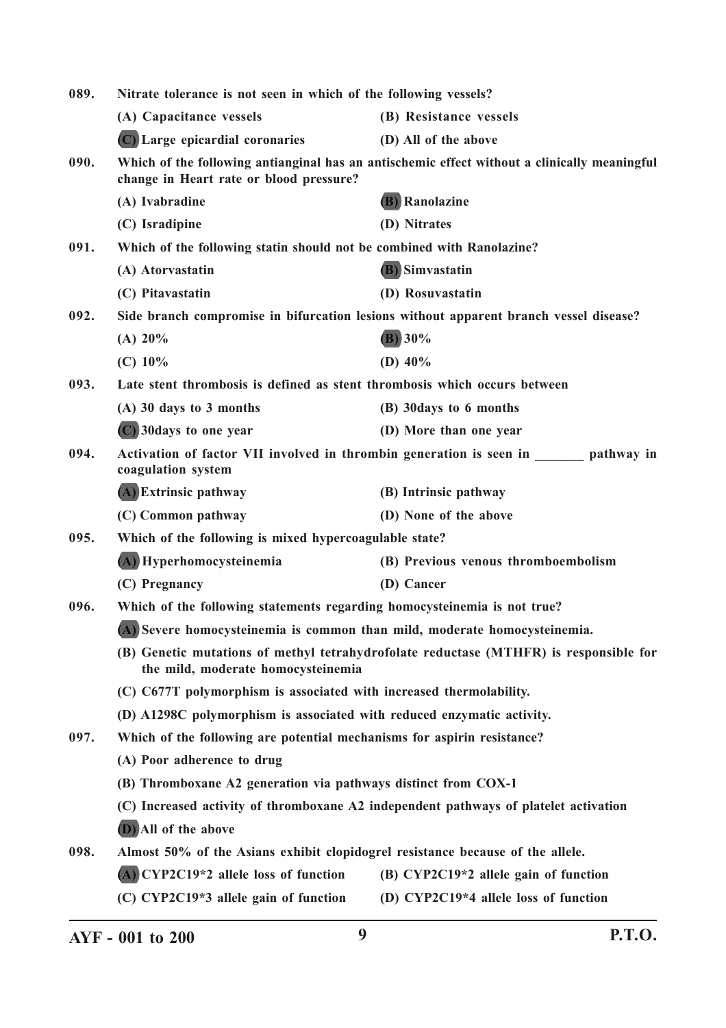089. **Nitrate tolerance is not seen in which of the following vessels?**

(A) Capacitance vessels
(B) Resistance vessels
(C) Large epicardial coronaries
(D) All of the above

090. **Which of the following antianginal has an antischemic effect without a clinically meaningful change in Heart rate or blood pressure?**

(A) Ivabradine
(B) Ranolazine
(C) Isradipine
(D) Nitrates

091. **Which of the following statin should not be combined with Ranolazine?**

(A) Atorvastatin
(B) Simvastatin
(C) Pitavastatin
(D) Rosuvastatin

092. **Side branch compromise in bifurcation lesions without apparent branch vessel disease?**

(A) 20%
(B) 30%
(C) 10%
(D) 40%

093. **Late stent thrombosis is defined as stent thrombosis which occurs between**

(A) 30 days to 3 months
(B) 30days to 6 months
(C) 30days to one year
(D) More than one year

094. **Activation of factor VII involved in thrombin generation is seen in _______ pathway in coagulation system**

(A) Extrinsic pathway
(B) Intrinsic pathway
(C) Common pathway
(D) None of the above

095. **Which of the following is mixed hypercoagulable state?**

(A) Hyperhomocysteinemia
(B) Previous venous thromboembolism
(C) Pregnancy
(D) Cancer

096. **Which of the following statements regarding homocysteinemia is not true?**

(A) Severe homocysteinemia is common than mild, moderate homocysteinemia.
(B) Genetic mutations of methyl tetrahydrofolate reductase (MTHFR) is responsible for the mild, moderate homocysteinemia
(C) C677T polymorphism is associated with increased thermolability.
(D) A1298C polymorphism is associated with reduced enzymatic activity.

097. **Which of the following are potential mechanisms for aspirin resistance?**

(A) Poor adherence to drug
(B) Thromboxane A2 generation via pathways distinct from COX-1
(C) Increased activity of thromboxane A2 independent pathways of platelet activation
(D) All of the above

098. **Almost 50% of the Asians exhibit clopidogrel resistance because of the allele.**

(A) CYP2C19*2 allele loss of function
(B) CYP2C19*2 allele gain of function
(C) CYP2C19*3 allele gain of function
(D) CYP2C19*4 allele loss of function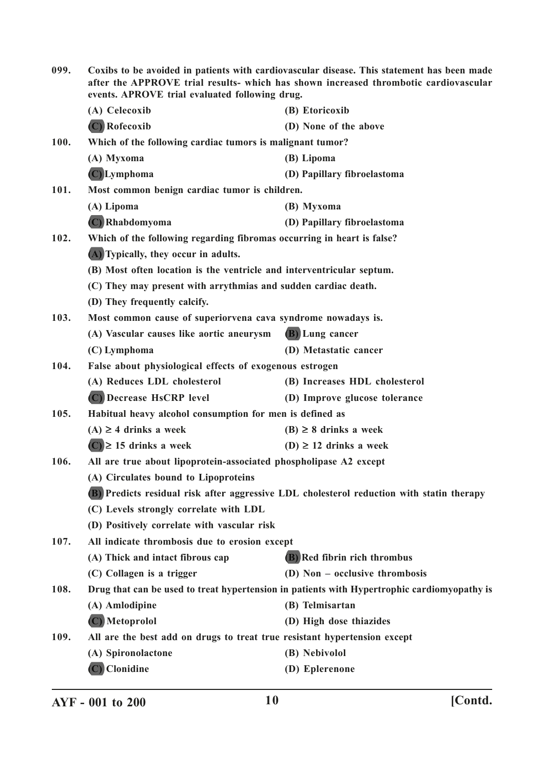**099. Coxibs to be avoided in patients with cardiovascular disease. This statement has been made after the APPROVE trial results- which has shown increased thrombotic cardiovascular events. APROVE trial evaluated following drug.**

(A) Celecoxib
(B) Etoricoxib
(C) Rofecoxib
(D) None of the above

**100. Which of the following cardiac tumors is malignant tumor?**

(A) Myxoma
(B) Lipoma
(C) Lymphoma
(D) Papillary fibroelastoma

**101. Most common benign cardiac tumor is children.**

(A) Lipoma
(B) Myxoma
(C) Rhabdomyoma
(D) Papillary fibroelastoma

**102. Which of the following regarding fibromas occurring in heart is false?**

(A) Typically, they occur in adults.
(B) Most often location is the ventricle and interventricular septum.
(C) They may present with arrythmias and sudden cardiac death.
(D) They frequently calcify.

**103. Most common cause of superiorvena cava syndrome nowadays is.**

(A) Vascular causes like aortic aneurysm
(B) Lung cancer
(C) Lymphoma
(D) Metastatic cancer

**104. False about physiological effects of exogenous estrogen**

(A) Reduces LDL cholesterol
(B) Increases HDL cholesterol
(C) Decrease HsCRP level
(D) Improve glucose tolerance

**105. Habitual heavy alcohol consumption for men is defined as**

(A) ≥ 4 drinks a week
(B) ≥ 8 drinks a week
(C) ≥ 15 drinks a week
(D) ≥ 12 drinks a week

**106. All are true about lipoprotein-associated phospholipase A2 except**

(A) Circulates bound to Lipoproteins
(B) Predicts residual risk after aggressive LDL cholesterol reduction with statin therapy
(C) Levels strongly correlate with LDL
(D) Positively correlate with vascular risk

**107. All indicate thrombosis due to erosion except**

(A) Thick and intact fibrous cap
(B) Red fibrin rich thrombus
(C) Collagen is a trigger
(D) Non – occlusive thrombosis

**108. Drug that can be used to treat hypertension in patients with Hypertrophic cardiomyopathy is**

(A) Amlodipine
(B) Telmisartan
(C) Metoprolol
(D) High dose thiazides

**109. All are the best add on drugs to treat true resistant hypertension except**

(A) Spironolactone
(B) Nebivolol
(C) Clonidine
(D) Eplerenone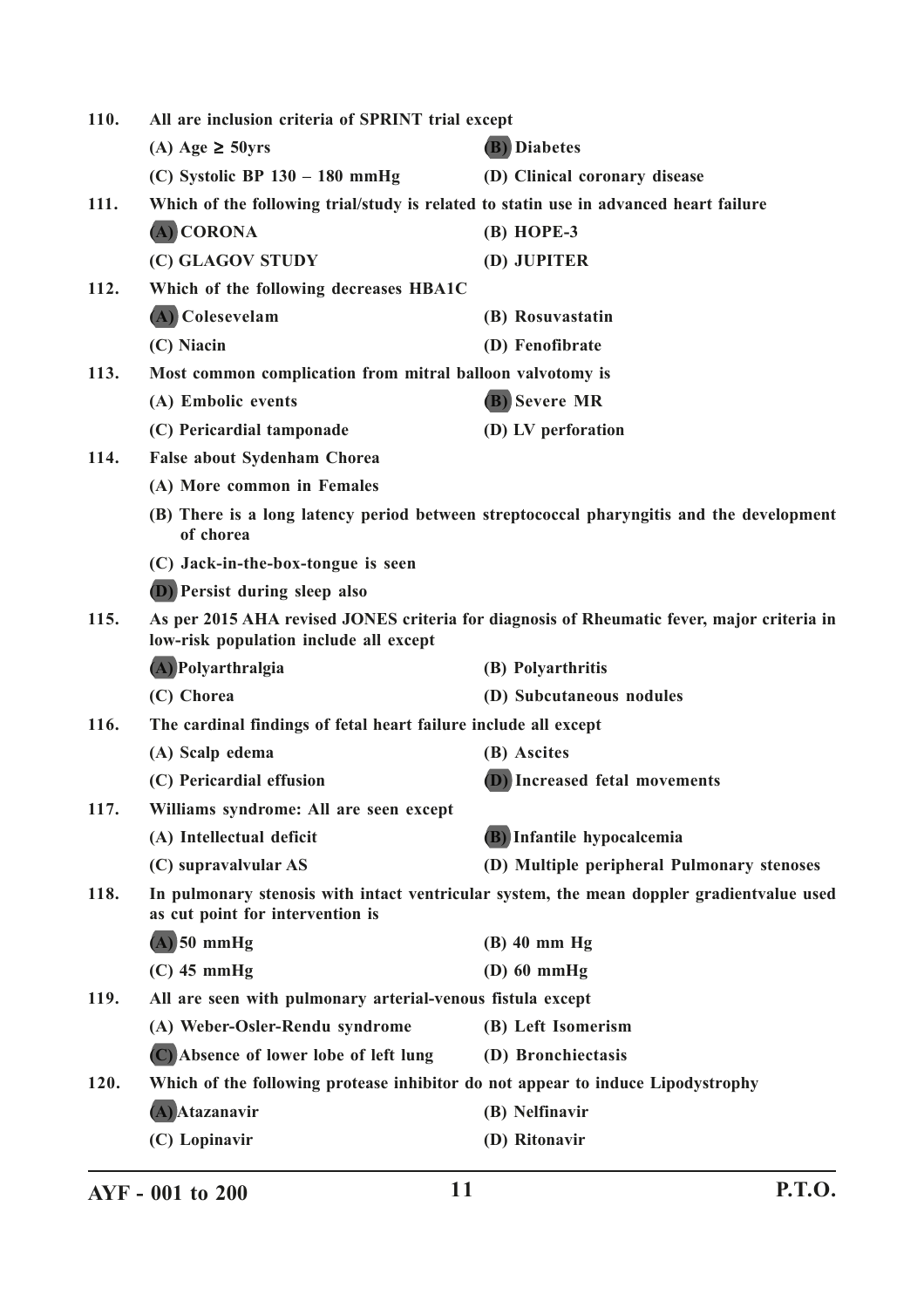**110. All are inclusion criteria of SPRINT trial except**

(A) Age ≥ 50yrs
(B) Diabetes
(C) Systolic BP 130 – 180 mmHg
(D) Clinical coronary disease

**111. Which of the following trial/study is related to statin use in advanced heart failure**

(A) CORONA
(B) HOPE-3
(C) GLAGOV STUDY
(D) JUPITER

**112. Which of the following decreases HBA1C**

(A) Colesevelam
(B) Rosuvastatin
(C) Niacin
(D) Fenofibrate

**113. Most common complication from mitral balloon valvotomy is**

(A) Embolic events
(B) Severe MR
(C) Pericardial tamponade
(D) LV perforation

**114. False about Sydenham Chorea**

(A) More common in Females
(B) There is a long latency period between streptococcal pharyngitis and the development of chorea
(C) Jack-in-the-box-tongue is seen
(D) Persist during sleep also

**115. As per 2015 AHA revised JONES criteria for diagnosis of Rheumatic fever, major criteria in low-risk population include all except**

(A) Polyarthralgia
(B) Polyarthritis
(C) Chorea
(D) Subcutaneous nodules

**116. The cardinal findings of fetal heart failure include all except**

(A) Scalp edema
(B) Ascites
(C) Pericardial effusion
(D) Increased fetal movements

**117. Williams syndrome: All are seen except**

(A) Intellectual deficit
(B) Infantile hypocalcemia
(C) supravalvular AS
(D) Multiple peripheral Pulmonary stenoses

**118. In pulmonary stenosis with intact ventricular system, the mean doppler gradientvalue used as cut point for intervention is**

(A) 50 mmHg
(B) 40 mm Hg
(C) 45 mmHg
(D) 60 mmHg

**119. All are seen with pulmonary arterial-venous fistula except**

(A) Weber-Osler-Rendu syndrome
(B) Left Isomerism
(C) Absence of lower lobe of left lung
(D) Bronchiectasis

**120. Which of the following protease inhibitor do not appear to induce Lipodystrophy**

(A) Atazanavir
(B) Nelfinavir
(C) Lopinavir
(D) Ritonavir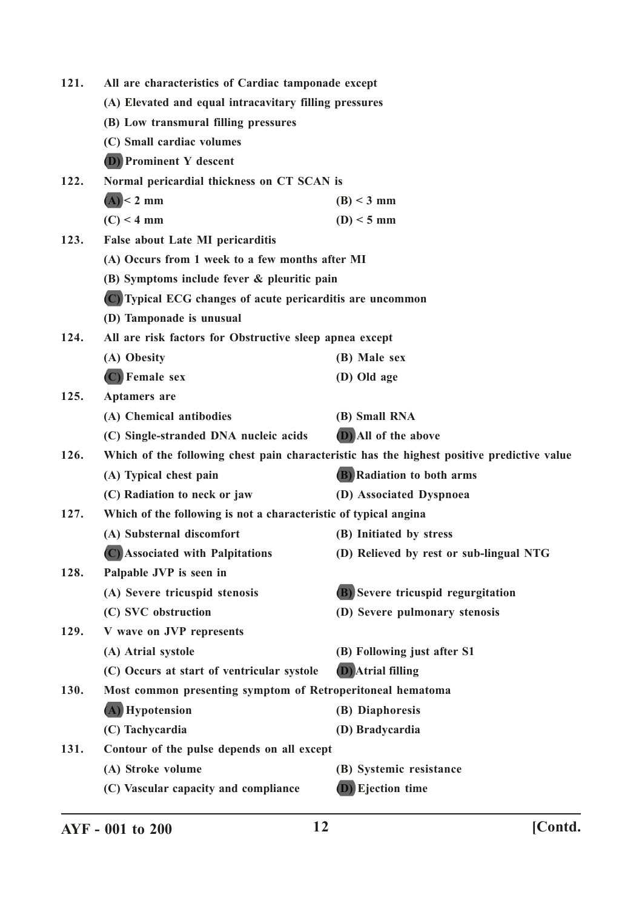**121. All are characteristics of Cardiac tamponade except**

(A) Elevated and equal intracavitary filling pressures

(B) Low transmural filling pressures

(C) Small cardiac volumes

(D) Prominent Y descent

**122. Normal pericardial thickness on CT SCAN is**

(A) < 2 mm

(B) < 3 mm

(C) < 4 mm

(D) < 5 mm

**123. False about Late MI pericarditis**

(A) Occurs from 1 week to a few months after MI

(B) Symptoms include fever & pleuritic pain

(C) Typical ECG changes of acute pericarditis are uncommon

(D) Tamponade is unusual

**124. All are risk factors for Obstructive sleep apnea except**

(A) Obesity

(B) Male sex

(C) Female sex

(D) Old age

**125. Aptamers are**

(A) Chemical antibodies

(B) Small RNA

(C) Single-stranded DNA nucleic acids

(D) All of the above

**126. Which of the following chest pain characteristic has the highest positive predictive value**

(A) Typical chest pain

(B) Radiation to both arms

(C) Radiation to neck or jaw

(D) Associated Dyspnoea

**127. Which of the following is not a characteristic of typical angina**

(A) Substernal discomfort

(B) Initiated by stress

(C) Associated with Palpitations

(D) Relieved by rest or sub-lingual NTG

**128. Palpable JVP is seen in**

(A) Severe tricuspid stenosis

(B) Severe tricuspid regurgitation

(C) SVC obstruction

(D) Severe pulmonary stenosis

**129. V wave on JVP represents**

(A) Atrial systole

(B) Following just after S1

(C) Occurs at start of ventricular systole

(D) Atrial filling

**130. Most common presenting symptom of Retroperitoneal hematoma**

(A) Hypotension

(B) Diaphoresis

(C) Tachycardia

(D) Bradycardia

**131. Contour of the pulse depends on all except**

(A) Stroke volume

(B) Systemic resistance

(C) Vascular capacity and compliance

(D) Ejection time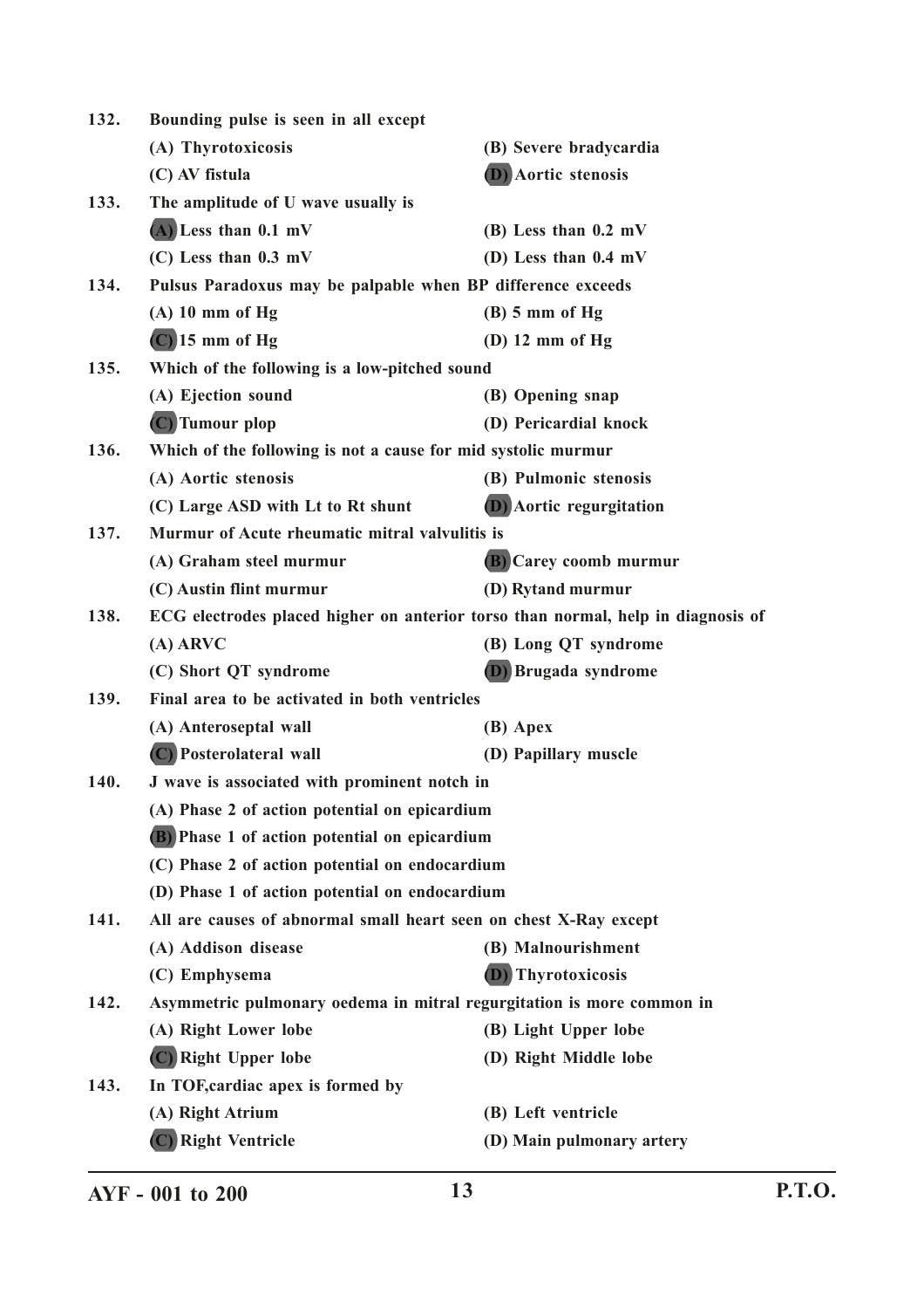132. **Bounding pulse is seen in all except**

(A) Thyrotoxicosis
(B) Severe bradycardia
(C) AV fistula
**(D)** Aortic stenosis

133. **The amplitude of U wave usually is**

**(A)** Less than 0.1 mV
(B) Less than 0.2 mV
(C) Less than 0.3 mV
(D) Less than 0.4 mV

134. **Pulsus Paradoxus may be palpable when BP difference exceeds**

(A) 10 mm of Hg
(B) 5 mm of Hg
**(C)** 15 mm of Hg
(D) 12 mm of Hg

135. **Which of the following is a low-pitched sound**

(A) Ejection sound
(B) Opening snap
**(C)** Tumour plop
(D) Pericardial knock

136. **Which of the following is not a cause for mid systolic murmur**

(A) Aortic stenosis
(B) Pulmonic stenosis
(C) Large ASD with Lt to Rt shunt
**(D)** Aortic regurgitation

137. **Murmur of Acute rheumatic mitral valvulitis is**

(A) Graham steel murmur
**(B)** Carey coomb murmur
(C) Austin flint murmur
(D) Rytand murmur

138. **ECG electrodes placed higher on anterior torso than normal, help in diagnosis of**

(A) ARVC
(B) Long QT syndrome
(C) Short QT syndrome
**(D)** Brugada syndrome

139. **Final area to be activated in both ventricles**

(A) Anteroseptal wall
(B) Apex
**(C)** Posterolateral wall
(D) Papillary muscle

140. **J wave is associated with prominent notch in**

(A) Phase 2 of action potential on epicardium
**(B)** Phase 1 of action potential on epicardium
(C) Phase 2 of action potential on endocardium
(D) Phase 1 of action potential on endocardium

141. **All are causes of abnormal small heart seen on chest X-Ray except**

(A) Addison disease
(B) Malnourishment
(C) Emphysema
**(D)** Thyrotoxicosis

142. **Asymmetric pulmonary oedema in mitral regurgitation is more common in**

(A) Right Lower lobe
(B) Light Upper lobe
**(C)** Right Upper lobe
(D) Right Middle lobe

143. **In TOF,cardiac apex is formed by**

(A) Right Atrium
(B) Left ventricle
**(C)** Right Ventricle
(D) Main pulmonary artery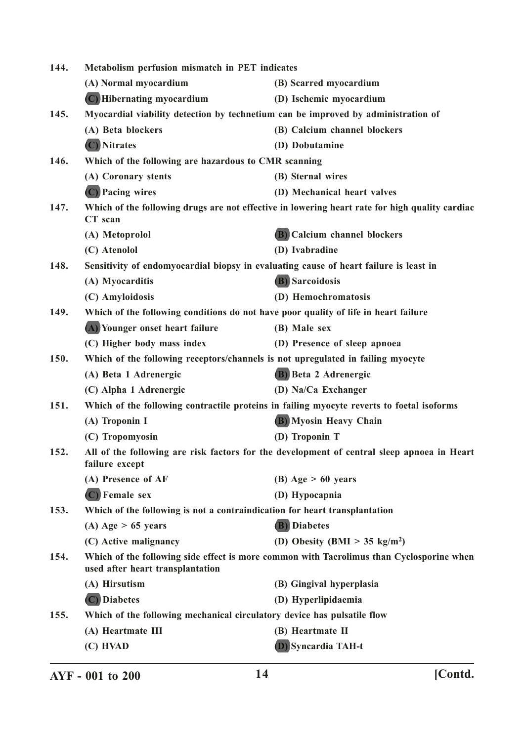**144. Metabolism perfusion mismatch in PET indicates**

(A) Normal myocardium
(B) Scarred myocardium
**(C)** Hibernating myocardium
(D) Ischemic myocardium

**145. Myocardial viability detection by technetium can be improved by administration of**

(A) Beta blockers
(B) Calcium channel blockers
**(C)** Nitrates
(D) Dobutamine

**146. Which of the following are hazardous to CMR scanning**

(A) Coronary stents
(B) Sternal wires
**(C)** Pacing wires
(D) Mechanical heart valves

**147. Which of the following drugs are not effective in lowering heart rate for high quality cardiac CT scan**

(A) Metoprolol
**(B)** Calcium channel blockers
(C) Atenolol
(D) Ivabradine

**148. Sensitivity of endomyocardial biopsy in evaluating cause of heart failure is least in**

(A) Myocarditis
**(B)** Sarcoidosis
(C) Amyloidosis
(D) Hemochromatosis

**149. Which of the following conditions do not have poor quality of life in heart failure**

**(A)** Younger onset heart failure
(B) Male sex
(C) Higher body mass index
(D) Presence of sleep apnoea

**150. Which of the following receptors/channels is not upregulated in failing myocyte**

(A) Beta 1 Adrenergic
**(B)** Beta 2 Adrenergic
(C) Alpha 1 Adrenergic
(D) Na/Ca Exchanger

**151. Which of the following contractile proteins in failing myocyte reverts to foetal isoforms**

(A) Troponin I
**(B)** Myosin Heavy Chain
(C) Tropomyosin
(D) Troponin T

**152. All of the following are risk factors for the development of central sleep apnoea in Heart failure except**

(A) Presence of AF
(B) Age > 60 years
**(C)** Female sex
(D) Hypocapnia

**153. Which of the following is not a contraindication for heart transplantation**

(A) Age > 65 years
**(B)** Diabetes
(C) Active malignancy
(D) Obesity (BMI > 35 kg/m$^2$)

**154. Which of the following side effect is more common with Tacrolimus than Cyclosporine when used after heart transplantation**

(A) Hirsutism
(B) Gingival hyperplasia
**(C)** Diabetes
(D) Hyperlipidaemia

**155. Which of the following mechanical circulatory device has pulsatile flow**

(A) Heartmate III
(B) Heartmate II
(C) HVAD
**(D)** Syncardia TAH-t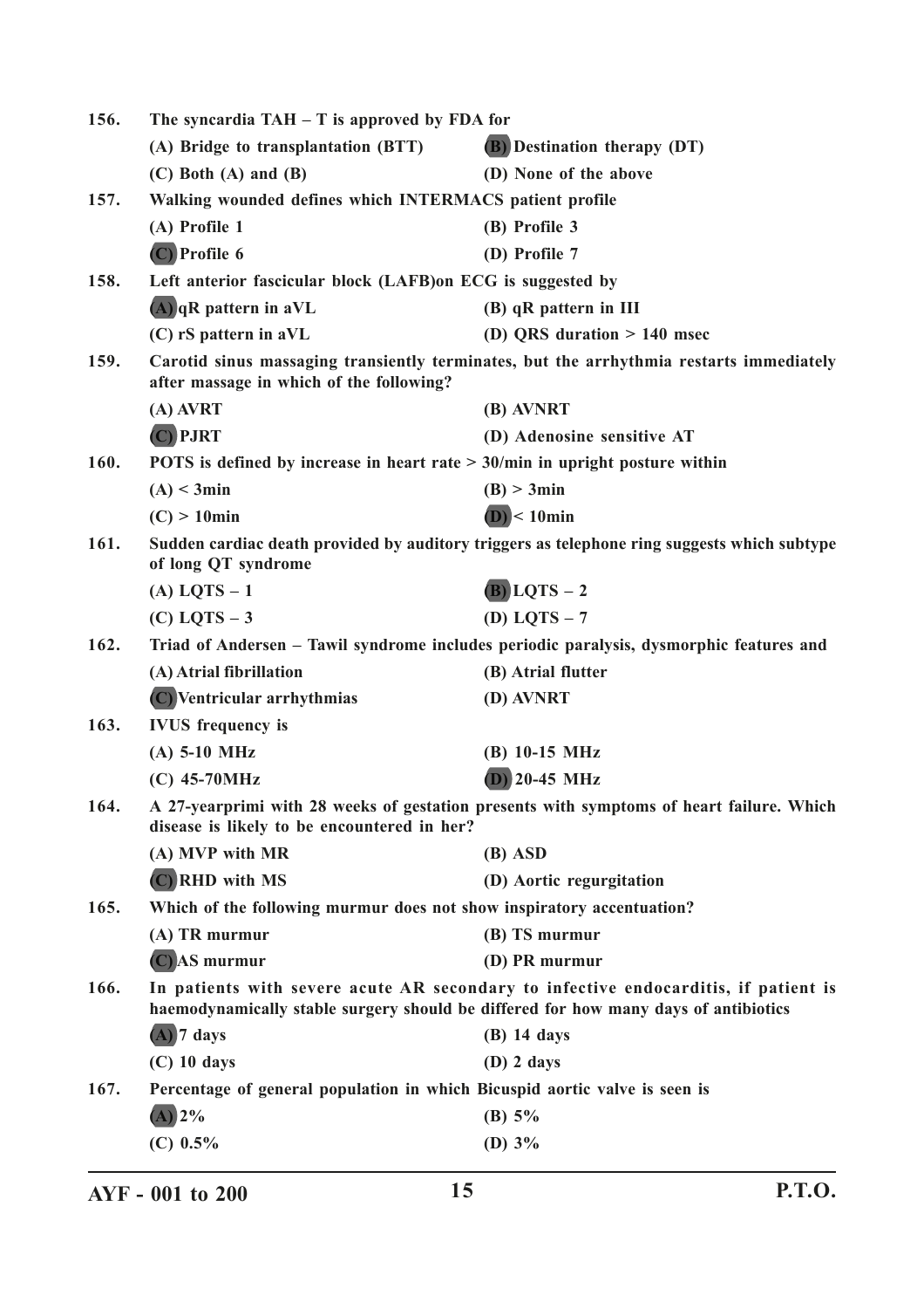156. **The syncardia TAH – T is approved by FDA for**

(A) Bridge to transplantation (BTT) | **(B)** Destination therapy (DT)
(C) Both (A) and (B) | (D) None of the above

157. **Walking wounded defines which INTERMACS patient profile**

(A) Profile 1 | (B) Profile 3
**(C)** Profile 6 | (D) Profile 7

158. **Left anterior fascicular block (LAFB)on ECG is suggested by**

**(A)** qR pattern in aVL | (B) qR pattern in III
(C) rS pattern in aVL | (D) QRS duration > 140 msec

159. **Carotid sinus massaging transiently terminates, but the arrhythmia restarts immediately after massage in which of the following?**

(A) AVRT | (B) AVNRT
**(C)** PJRT | (D) Adenosine sensitive AT

160. **POTS is defined by increase in heart rate > 30/min in upright posture within**

(A) < 3min | (B) > 3min
(C) > 10min | **(D)** < 10min

161. **Sudden cardiac death provided by auditory triggers as telephone ring suggests which subtype of long QT syndrome**

(A) LQTS – 1 | **(B)** LQTS – 2
(C) LQTS – 3 | (D) LQTS – 7

162. **Triad of Andersen – Tawil syndrome includes periodic paralysis, dysmorphic features and**

(A) Atrial fibrillation | (B) Atrial flutter
**(C)** Ventricular arrhythmias | (D) AVNRT

163. **IVUS frequency is**

(A) 5-10 MHz | (B) 10-15 MHz
(C) 45-70MHz | **(D)** 20-45 MHz

164. **A 27-yearprimi with 28 weeks of gestation presents with symptoms of heart failure. Which disease is likely to be encountered in her?**

(A) MVP with MR | (B) ASD
**(C)** RHD with MS | (D) Aortic regurgitation

165. **Which of the following murmur does not show inspiratory accentuation?**

(A) TR murmur | (B) TS murmur
**(C)** AS murmur | (D) PR murmur

166. **In patients with severe acute AR secondary to infective endocarditis, if patient is haemodynamically stable surgery should be differed for how many days of antibiotics**

**(A)** 7 days | (B) 14 days
(C) 10 days | (D) 2 days

167. **Percentage of general population in which Bicuspid aortic valve is seen is**

**(A)** 2% | (B) 5%
(C) 0.5% | (D) 3%

AYF - 001 to 200 | P.T.O.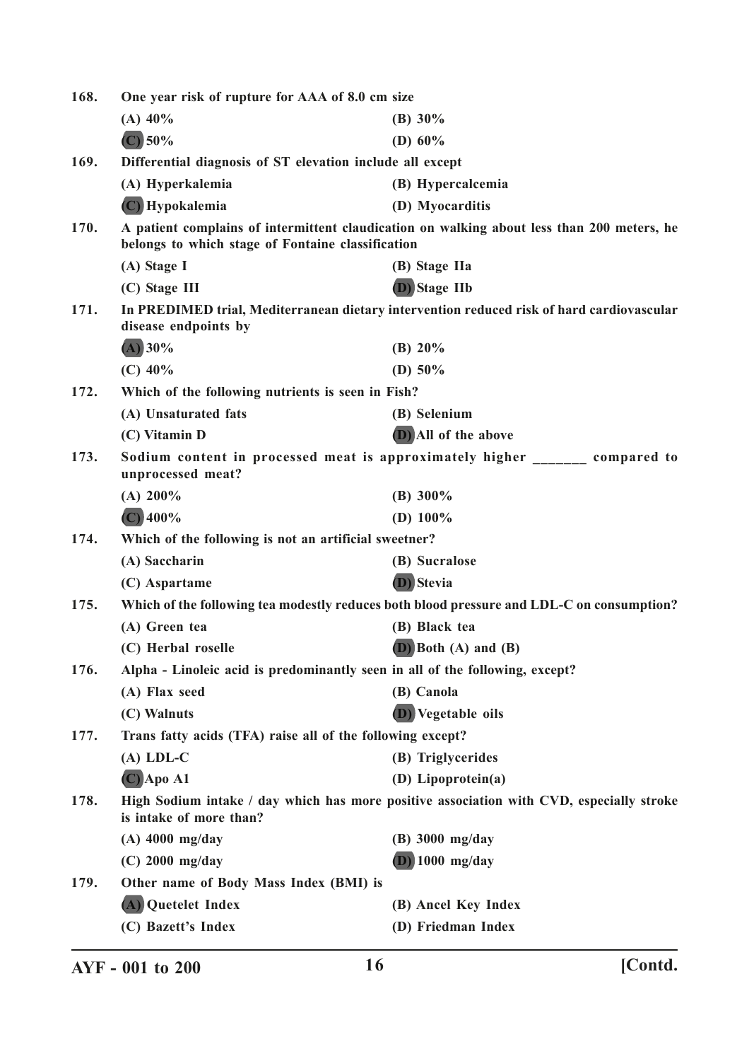168. One year risk of rupture for AAA of 8.0 cm size

(A) 40% (B) 30%

**(C)** 50% (D) 60%

169. Differential diagnosis of ST elevation include all except

(A) Hyperkalemia (B) Hypercalcemia

**(C)** Hypokalemia (D) Myocarditis

170. A patient complains of intermittent claudication on walking about less than 200 meters, he belongs to which stage of Fontaine classification

(A) Stage I (B) Stage IIa

(C) Stage III **(D)** Stage IIb

171. In PREDIMED trial, Mediterranean dietary intervention reduced risk of hard cardiovascular disease endpoints by

**(A)** 30% (B) 20%

(C) 40% (D) 50%

172. Which of the following nutrients is seen in Fish?

(A) Unsaturated fats (B) Selenium

(C) Vitamin D **(D)** All of the above

173. Sodium content in processed meat is approximately higher _______ compared to unprocessed meat?

(A) 200% (B) 300%

**(C)** 400% (D) 100%

174. Which of the following is not an artificial sweetner?

(A) Saccharin (B) Sucralose

(C) Aspartame **(D)** Stevia

175. Which of the following tea modestly reduces both blood pressure and LDL-C on consumption?

(A) Green tea (B) Black tea

(C) Herbal roselle **(D)** Both (A) and (B)

176. Alpha - Linoleic acid is predominantly seen in all of the following, except?

(A) Flax seed (B) Canola

(C) Walnuts **(D)** Vegetable oils

177. Trans fatty acids (TFA) raise all of the following except?

(A) LDL-C (B) Triglycerides

**(C)** Apo A1 (D) Lipoprotein(a)

178. High Sodium intake / day which has more positive association with CVD, especially stroke is intake of more than?

(A) 4000 mg/day (B) 3000 mg/day

(C) 2000 mg/day **(D)** 1000 mg/day

179. Other name of Body Mass Index (BMI) is

**(A)** Quetelet Index (B) Ancel Key Index

(C) Bazett's Index (D) Friedman Index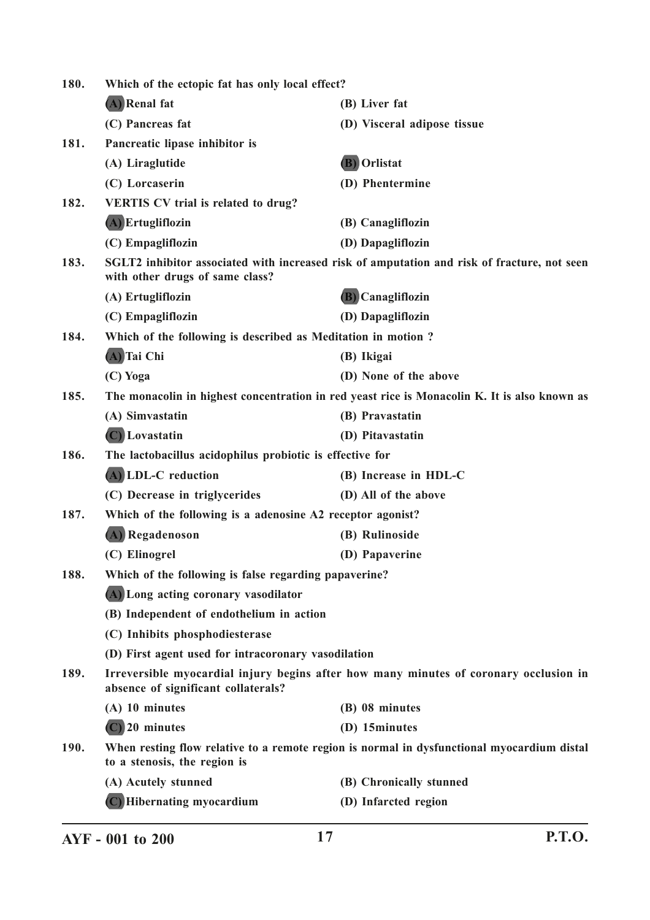**180. Which of the ectopic fat has only local effect?**

- **(A) Renal fat**
- (B) Liver fat
- (C) Pancreas fat
- (D) Visceral adipose tissue

**181. Pancreatic lipase inhibitor is**

- (A) Liraglutide
- **(B) Orlistat**
- (C) Lorcaserin
- (D) Phentermine

**182. VERTIS CV trial is related to drug?**

- **(A) Ertugliflozin**
- (B) Canagliflozin
- (C) Empagliflozin
- (D) Dapagliflozin

**183. SGLT2 inhibitor associated with increased risk of amputation and risk of fracture, not seen with other drugs of same class?**

- (A) Ertugliflozin
- **(B) Canagliflozin**
- (C) Empagliflozin
- (D) Dapagliflozin

**184. Which of the following is described as Meditation in motion ?**

- **(A) Tai Chi**
- (B) Ikigai
- (C) Yoga
- (D) None of the above

**185. The monacolin in highest concentration in red yeast rice is Monacolin K. It is also known as**

- (A) Simvastatin
- (B) Pravastatin
- **(C) Lovastatin**
- (D) Pitavastatin

**186. The lactobacillus acidophilus probiotic is effective for**

- **(A) LDL-C reduction**
- (B) Increase in HDL-C
- (C) Decrease in triglycerides
- (D) All of the above

**187. Which of the following is a adenosine A2 receptor agonist?**

- **(A) Regadenoson**
- (B) Rulinoside
- (C) Elinogrel
- (D) Papaverine

**188. Which of the following is false regarding papaverine?**

- **(A) Long acting coronary vasodilator**
- (B) Independent of endothelium in action
- (C) Inhibits phosphodiesterase
- (D) First agent used for intracoronary vasodilation

**189. Irreversible myocardial injury begins after how many minutes of coronary occlusion in absence of significant collaterals?**

- (A) 10 minutes
- (B) 08 minutes
- **(C) 20 minutes**
- (D) 15minutes

**190. When resting flow relative to a remote region is normal in dysfunctional myocardium distal to a stenosis, the region is**

- (A) Acutely stunned
- (B) Chronically stunned
- **(C) Hibernating myocardium**
- (D) Infarcted region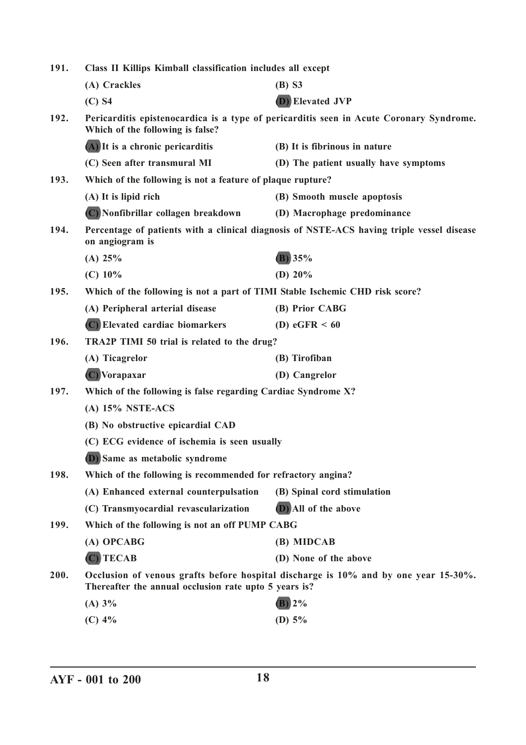191. **Class II Killips Kimball classification includes all except**

(A) Crackles
(B) S3
(C) S4
(D) Elevated JVP

192. **Pericarditis epistenocardica is a type of pericarditis seen in Acute Coronary Syndrome. Which of the following is false?**

(A) It is a chronic pericarditis
(B) It is fibrinous in nature
(C) Seen after transmural MI
(D) The patient usually have symptoms

193. **Which of the following is not a feature of plaque rupture?**

(A) It is lipid rich
(B) Smooth muscle apoptosis
(C) Nonfibrillar collagen breakdown
(D) Macrophage predominance

194. **Percentage of patients with a clinical diagnosis of NSTE-ACS having triple vessel disease on angiogram is**

(A) 25%
(B) 35%
(C) 10%
(D) 20%

195. **Which of the following is not a part of TIMI Stable Ischemic CHD risk score?**

(A) Peripheral arterial disease
(B) Prior CABG
(C) Elevated cardiac biomarkers
(D) eGFR < 60

196. **TRA2P TIMI 50 trial is related to the drug?**

(A) Ticagrelor
(B) Tirofiban
(C) Vorapaxar
(D) Cangrelor

197. **Which of the following is false regarding Cardiac Syndrome X?**

(A) 15% NSTE-ACS
(B) No obstructive epicardial CAD
(C) ECG evidence of ischemia is seen usually
(D) Same as metabolic syndrome

198. **Which of the following is recommended for refractory angina?**

(A) Enhanced external counterpulsation
(B) Spinal cord stimulation
(C) Transmyocardial revascularization
(D) All of the above

199. **Which of the following is not an off PUMP CABG**

(A) OPCABG
(B) MIDCAB
(C) TECAB
(D) None of the above

200. **Occlusion of venous grafts before hospital discharge is 10% and by one year 15-30%. Thereafter the annual occlusion rate upto 5 years is?**

(A) 3%
(B) 2%
(C) 4%
(D) 5%